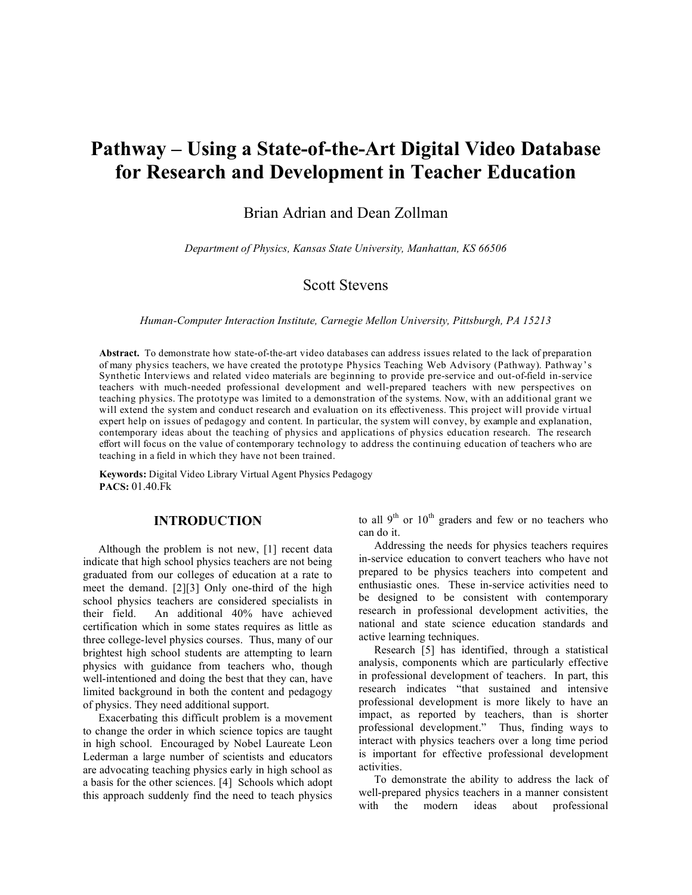# Pathway – Using a State-of-the-Art Digital Video Database for Research and Development in Teacher Education

Brian Adrian and Dean Zollman

*Department of Physics, Kansas State University, Manhattan, KS 66506*

Scott Stevens

*Human-Computer Interaction Institute, Carnegie Mellon University, Pittsburgh, PA 15213*

**Abstract.** To demonstrate how state-of-the-art video databases can address issues related to the lack of preparation of many physics teachers, we have created the prototype Physics Teaching Web Advisory (Pathway). Pathway's Synthetic Interviews and related video materials are beginning to provide pre-service and out-of-field in-service teachers with much-needed professional development and well-prepared teachers with new perspectives on teaching physics. The prototype was limited to a demonstration of the systems. Now, with an additional grant we will extend the system and conduct research and evaluation on its effectiveness. This project will provide virtual expert help on issues of pedagogy and content. In particular, the system will convey, by example and explanation, contemporary ideas about the teaching of physics and applications of physics education research. The research effort will focus on the value of contemporary technology to address the continuing education of teachers who are teaching in a field in which they have not been trained.

**Keywords:** Digital Video Library Virtual Agent Physics Pedagogy
**PACS:** 01.40.Fk

## INTRODUCTION

Although the problem is not new, [1] recent data indicate that high school physics teachers are not being graduated from our colleges of education at a rate to meet the demand. [2][3] Only one-third of the high school physics teachers are considered specialists in their field. An additional 40% have achieved certification which in some states requires as little as three college-level physics courses. Thus, many of our brightest high school students are attempting to learn physics with guidance from teachers who, though well-intentioned and doing the best that they can, have limited background in both the content and pedagogy of physics. They need additional support.

Exacerbating this difficult problem is a movement to change the order in which science topics are taught in high school. Encouraged by Nobel Laureate Leon Lederman a large number of scientists and educators are advocating teaching physics early in high school as a basis for the other sciences. [4] Schools which adopt this approach suddenly find the need to teach physics to all 9th or 10th graders and few or no teachers who can do it.

Addressing the needs for physics teachers requires in-service education to convert teachers who have not prepared to be physics teachers into competent and enthusiastic ones. These in-service activities need to be designed to be consistent with contemporary research in professional development activities, the national and state science education standards and active learning techniques.

Research [5] has identified, through a statistical analysis, components which are particularly effective in professional development of teachers. In part, this research indicates "that sustained and intensive professional development is more likely to have an impact, as reported by teachers, than is shorter professional development." Thus, finding ways to interact with physics teachers over a long time period is important for effective professional development activities.

To demonstrate the ability to address the lack of well-prepared physics teachers in a manner consistent with the modern ideas about professional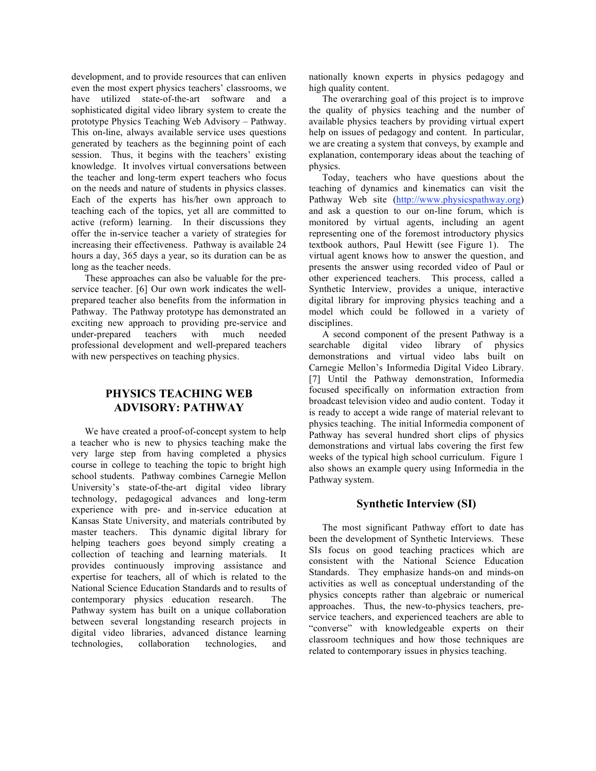development, and to provide resources that can enliven even the most expert physics teachers' classrooms, we have utilized state-of-the-art software and a sophisticated digital video library system to create the prototype Physics Teaching Web Advisory – Pathway. This on-line, always available service uses questions generated by teachers as the beginning point of each session. Thus, it begins with the teachers' existing knowledge. It involves virtual conversations between the teacher and long-term expert teachers who focus on the needs and nature of students in physics classes. Each of the experts has his/her own approach to teaching each of the topics, yet all are committed to active (reform) learning. In their discussions they offer the in-service teacher a variety of strategies for increasing their effectiveness. Pathway is available 24 hours a day, 365 days a year, so its duration can be as long as the teacher needs.

These approaches can also be valuable for the pre-service teacher. [6] Our own work indicates the well-prepared teacher also benefits from the information in Pathway. The Pathway prototype has demonstrated an exciting new approach to providing pre-service and under-prepared teachers with much needed professional development and well-prepared teachers with new perspectives on teaching physics.

## PHYSICS TEACHING WEB ADVISORY: PATHWAY

We have created a proof-of-concept system to help a teacher who is new to physics teaching make the very large step from having completed a physics course in college to teaching the topic to bright high school students. Pathway combines Carnegie Mellon University's state-of-the-art digital video library technology, pedagogical advances and long-term experience with pre- and in-service education at Kansas State University, and materials contributed by master teachers. This dynamic digital library for helping teachers goes beyond simply creating a collection of teaching and learning materials. It provides continuously improving assistance and expertise for teachers, all of which is related to the National Science Education Standards and to results of contemporary physics education research. The Pathway system has built on a unique collaboration between several longstanding research projects in digital video libraries, advanced distance learning technologies, collaboration technologies, and nationally known experts in physics pedagogy and high quality content.

The overarching goal of this project is to improve the quality of physics teaching and the number of available physics teachers by providing virtual expert help on issues of pedagogy and content. In particular, we are creating a system that conveys, by example and explanation, contemporary ideas about the teaching of physics.

Today, teachers who have questions about the teaching of dynamics and kinematics can visit the Pathway Web site (http://www.physicspathway.org) and ask a question to our on-line forum, which is monitored by virtual agents, including an agent representing one of the foremost introductory physics textbook authors, Paul Hewitt (see Figure 1). The virtual agent knows how to answer the question, and presents the answer using recorded video of Paul or other experienced teachers. This process, called a Synthetic Interview, provides a unique, interactive digital library for improving physics teaching and a model which could be followed in a variety of disciplines.

A second component of the present Pathway is a searchable digital video library of physics demonstrations and virtual video labs built on Carnegie Mellon's Informedia Digital Video Library. [7] Until the Pathway demonstration, Informedia focused specifically on information extraction from broadcast television video and audio content. Today it is ready to accept a wide range of material relevant to physics teaching. The initial Informedia component of Pathway has several hundred short clips of physics demonstrations and virtual labs covering the first few weeks of the typical high school curriculum. Figure 1 also shows an example query using Informedia in the Pathway system.

### Synthetic Interview (SI)

The most significant Pathway effort to date has been the development of Synthetic Interviews. These SIs focus on good teaching practices which are consistent with the National Science Education Standards. They emphasize hands-on and minds-on activities as well as conceptual understanding of the physics concepts rather than algebraic or numerical approaches. Thus, the new-to-physics teachers, pre-service teachers, and experienced teachers are able to "converse" with knowledgeable experts on their classroom techniques and how those techniques are related to contemporary issues in physics teaching.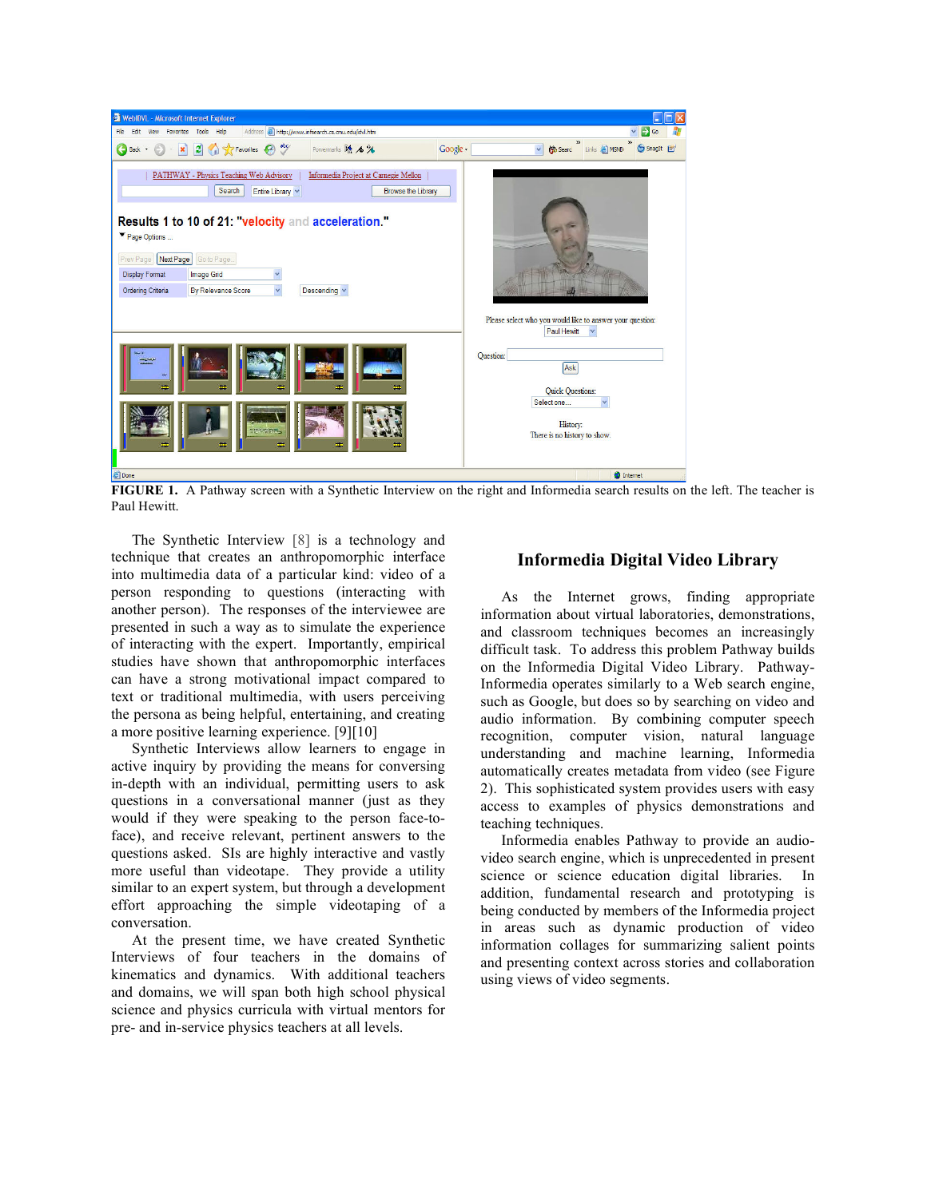FIGURE 1. A Pathway screen with a Synthetic Interview on the right and Informedia search results on the left. The teacher is Paul Hewitt.

The Synthetic Interview [8] is a technology and technique that creates an anthropomorphic interface into multimedia data of a particular kind: video of a person responding to questions (interacting with another person). The responses of the interviewee are presented in such a way as to simulate the experience of interacting with the expert. Importantly, empirical studies have shown that anthropomorphic interfaces can have a strong motivational impact compared to text or traditional multimedia, with users perceiving the persona as being helpful, entertaining, and creating a more positive learning experience. [9][10]

Synthetic Interviews allow learners to engage in active inquiry by providing the means for conversing in-depth with an individual, permitting users to ask questions in a conversational manner (just as they would if they were speaking to the person face-to-face), and receive relevant, pertinent answers to the questions asked. SIs are highly interactive and vastly more useful than videotape. They provide a utility similar to an expert system, but through a development effort approaching the simple videotaping of a conversation.

At the present time, we have created Synthetic Interviews of four teachers in the domains of kinematics and dynamics. With additional teachers and domains, we will span both high school physical science and physics curricula with virtual mentors for pre- and in-service physics teachers at all levels.

## Informedia Digital Video Library

As the Internet grows, finding appropriate information about virtual laboratories, demonstrations, and classroom techniques becomes an increasingly difficult task. To address this problem Pathway builds on the Informedia Digital Video Library. Pathway-Informedia operates similarly to a Web search engine, such as Google, but does so by searching on video and audio information. By combining computer speech recognition, computer vision, natural language understanding and machine learning, Informedia automatically creates metadata from video (see Figure 2). This sophisticated system provides users with easy access to examples of physics demonstrations and teaching techniques.

Informedia enables Pathway to provide an audio-video search engine, which is unprecedented in present science or science education digital libraries. In addition, fundamental research and prototyping is being conducted by members of the Informedia project in areas such as dynamic production of video information collages for summarizing salient points and presenting context across stories and collaboration using views of video segments.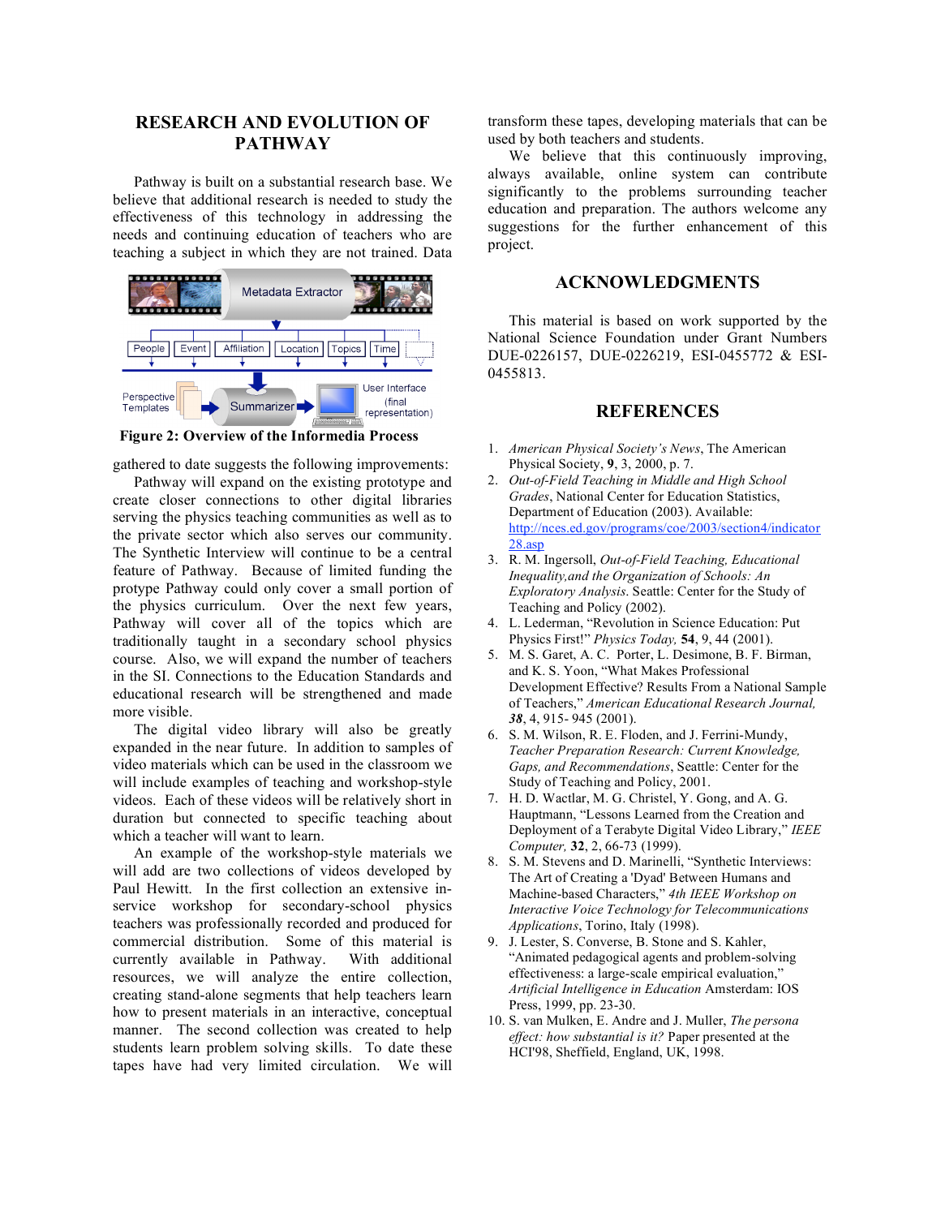## RESEARCH AND EVOLUTION OF PATHWAY

Pathway is built on a substantial research base. We believe that additional research is needed to study the effectiveness of this technology in addressing the needs and continuing education of teachers who are teaching a subject in which they are not trained. Data gathered to date suggests the following improvements:

Metadata Extractor
People
Event
Affiliation
Location
Topics
Time
Perspective Templates
Summarizer
User Interface (final representation)

**Figure 2: Overview of the Informedia Process**

Pathway will expand on the existing prototype and create closer connections to other digital libraries serving the physics teaching communities as well as to the private sector which also serves our community. The Synthetic Interview will continue to be a central feature of Pathway. Because of limited funding the protype Pathway could only cover a small portion of the physics curriculum. Over the next few years, Pathway will cover all of the topics which are traditionally taught in a secondary school physics course. Also, we will expand the number of teachers in the SI. Connections to the Education Standards and educational research will be strengthened and made more visible.

The digital video library will also be greatly expanded in the near future. In addition to samples of video materials which can be used in the classroom we will include examples of teaching and workshop-style videos. Each of these videos will be relatively short in duration but connected to specific teaching about which a teacher will want to learn.

An example of the workshop-style materials we will add are two collections of videos developed by Paul Hewitt. In the first collection an extensive in-service workshop for secondary-school physics teachers was professionally recorded and produced for commercial distribution. Some of this material is currently available in Pathway. With additional resources, we will analyze the entire collection, creating stand-alone segments that help teachers learn how to present materials in an interactive, conceptual manner. The second collection was created to help students learn problem solving skills. To date these tapes have had very limited circulation. We will transform these tapes, developing materials that can be used by both teachers and students.

We believe that this continuously improving, always available, online system can contribute significantly to the problems surrounding teacher education and preparation. The authors welcome any suggestions for the further enhancement of this project.

## ACKNOWLEDGMENTS

This material is based on work supported by the National Science Foundation under Grant Numbers DUE-0226157, DUE-0226219, ESI-0455772 & ESI-0455813.

## REFERENCES

1. *American Physical Society's News*, The American Physical Society, **9**, 3, 2000, p. 7.
2. *Out-of-Field Teaching in Middle and High School Grades*, National Center for Education Statistics, Department of Education (2003). Available: http://nces.ed.gov/programs/coe/2003/section4/indicator28.asp
3. R. M. Ingersoll, *Out-of-Field Teaching, Educational Inequality,and the Organization of Schools: An Exploratory Analysis*. Seattle: Center for the Study of Teaching and Policy (2002).
4. L. Lederman, "Revolution in Science Education: Put Physics First!" *Physics Today,* **54**, 9, 44 (2001).
5. M. S. Garet, A. C. Porter, L. Desimone, B. F. Birman, and K. S. Yoon, "What Makes Professional Development Effective? Results From a National Sample of Teachers," *American Educational Research Journal,* ***38***, 4, 915- 945 (2001).
6. S. M. Wilson, R. E. Floden, and J. Ferrini-Mundy, *Teacher Preparation Research: Current Knowledge, Gaps, and Recommendations*, Seattle: Center for the Study of Teaching and Policy, 2001.
7. H. D. Wactlar, M. G. Christel, Y. Gong, and A. G. Hauptmann, "Lessons Learned from the Creation and Deployment of a Terabyte Digital Video Library," *IEEE Computer,* **32**, 2, 66-73 (1999).
8. S. M. Stevens and D. Marinelli, "Synthetic Interviews: The Art of Creating a 'Dyad' Between Humans and Machine-based Characters," *4th IEEE Workshop on Interactive Voice Technology for Telecommunications Applications*, Torino, Italy (1998).
9. J. Lester, S. Converse, B. Stone and S. Kahler, "Animated pedagogical agents and problem-solving effectiveness: a large-scale empirical evaluation," *Artificial Intelligence in Education* Amsterdam: IOS Press, 1999, pp. 23-30.
10. S. van Mulken, E. Andre and J. Muller, *The persona effect: how substantial is it?* Paper presented at the HCI'98, Sheffield, England, UK, 1998.